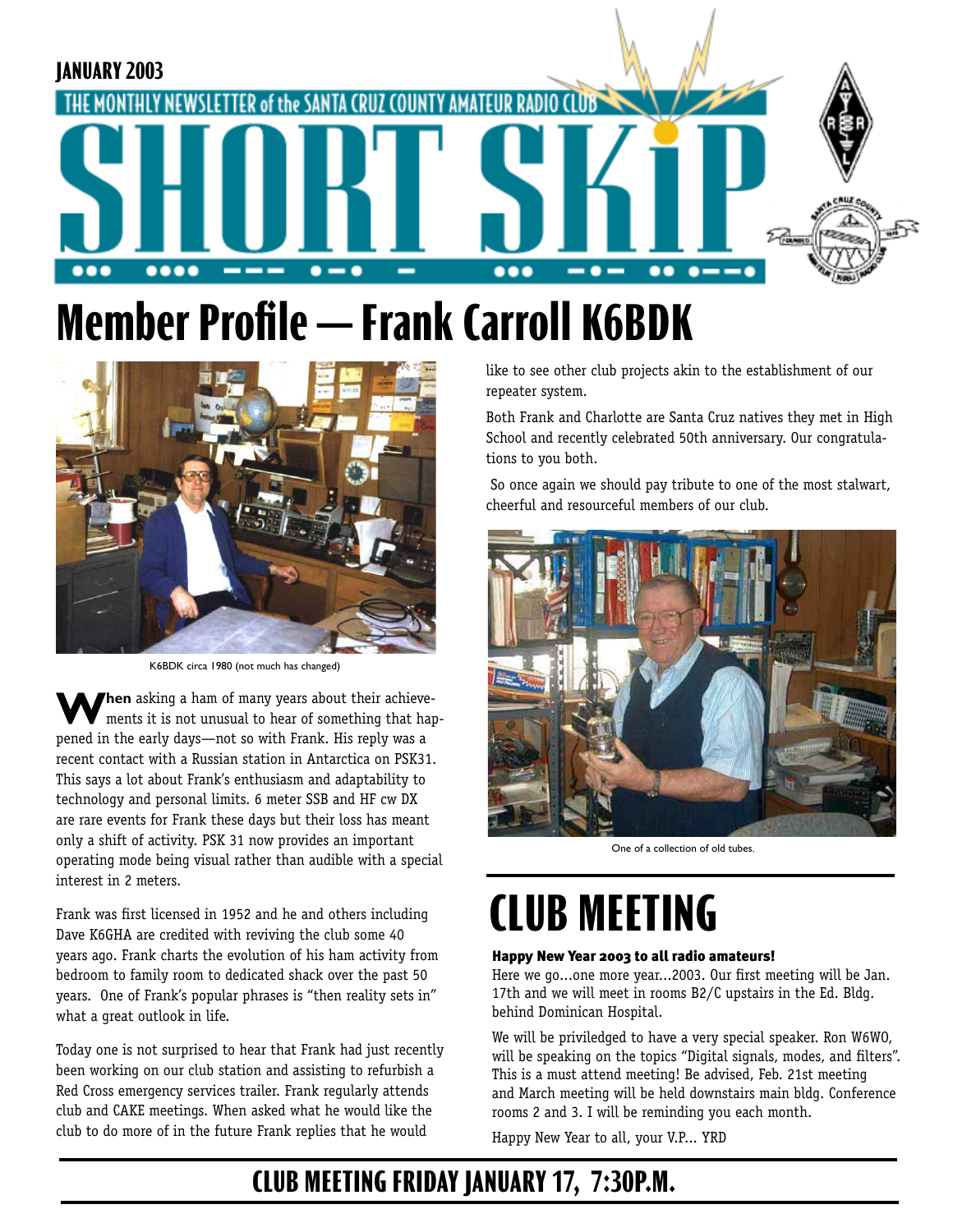JANUARY 2003

THE MONTHLY NEWSLETTER of the SANTA CRUZ COUNTY AMATEUR RADIO CLUB

# SHORT SKiP

# Member Profile — Frank Carroll K6BDK

K6BDK circa 1980 (not much has changed)

**When** asking a ham of many years about their achievements it is not unusual to hear of something that happened in the early days—not so with Frank. His reply was a recent contact with a Russian station in Antarctica on PSK31. This says a lot about Frank's enthusiasm and adaptability to technology and personal limits. 6 meter SSB and HF cw DX are rare events for Frank these days but their loss has meant only a shift of activity. PSK 31 now provides an important operating mode being visual rather than audible with a special interest in 2 meters.

Frank was first licensed in 1952 and he and others including Dave K6GHA are credited with reviving the club some 40 years ago. Frank charts the evolution of his ham activity from bedroom to family room to dedicated shack over the past 50 years. One of Frank's popular phrases is "then reality sets in" what a great outlook in life.

Today one is not surprised to hear that Frank had just recently been working on our club station and assisting to refurbish a Red Cross emergency services trailer. Frank regularly attends club and CAKE meetings. When asked what he would like the club to do more of in the future Frank replies that he would like to see other club projects akin to the establishment of our repeater system.

Both Frank and Charlotte are Santa Cruz natives they met in High School and recently celebrated 50th anniversary. Our congratulations to you both.

So once again we should pay tribute to one of the most stalwart, cheerful and resourceful members of our club.

One of a collection of old tubes.

# CLUB MEETING

**Happy New Year 2003 to all radio amateurs!**

Here we go...one more year...2003. Our first meeting will be Jan. 17th and we will meet in rooms B2/C upstairs in the Ed. Bldg. behind Dominican Hospital.

We will be priviledged to have a very special speaker. Ron W6WO, will be speaking on the topics "Digital signals, modes, and filters". This is a must attend meeting! Be advised, Feb. 21st meeting and March meeting will be held downstairs main bldg. Conference rooms 2 and 3. I will be reminding you each month.

Happy New Year to all, your V.P... YRD

## CLUB MEETING FRIDAY JANUARY 17, 7:30P.M.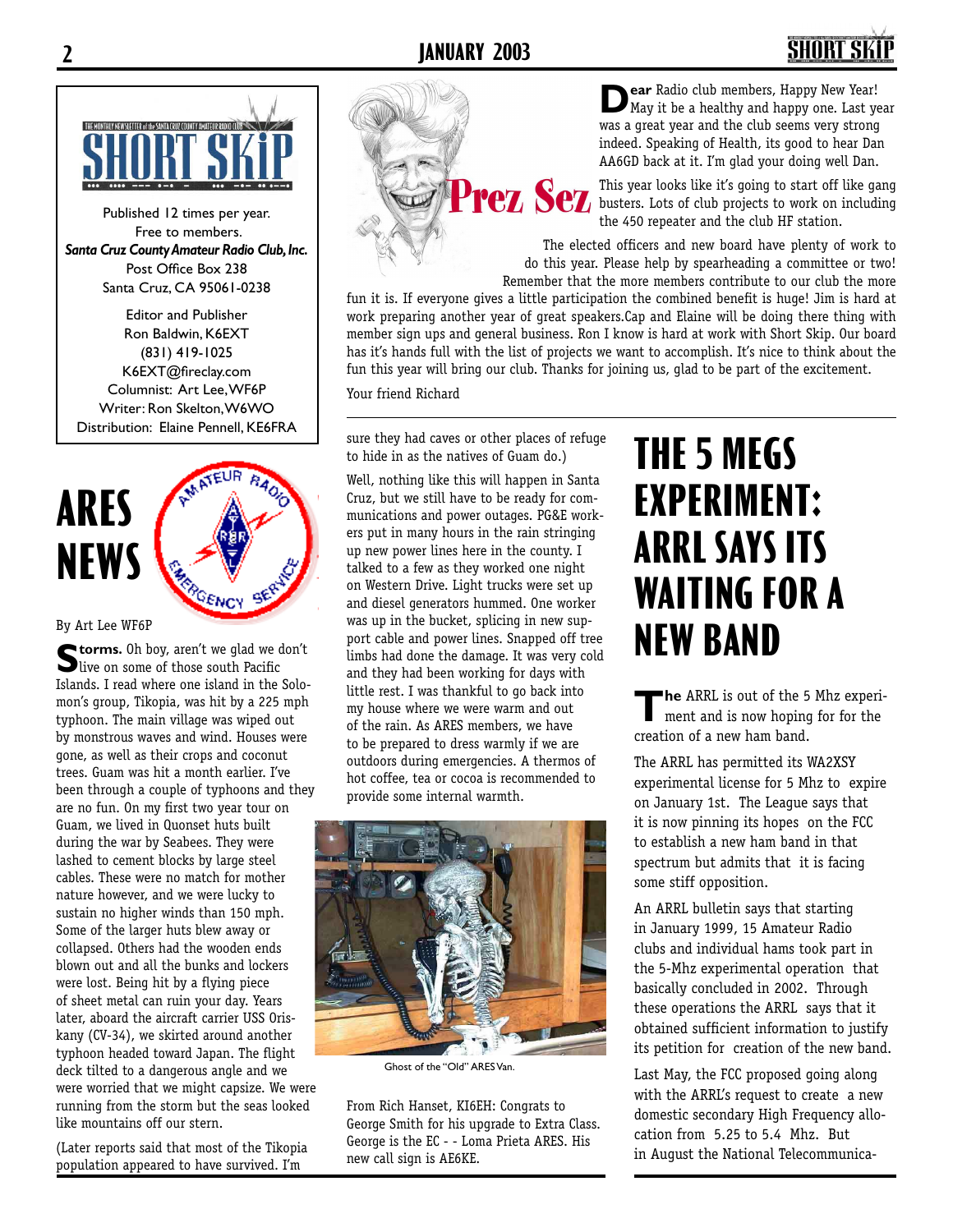SHORT SKIP

THE MONTHLY NEWSLETTER of the SANTA CRUZ COUNTY AMATEUR RADIO CLUB

Published 12 times per year.
Free to members.
***Santa Cruz County Amateur Radio Club, Inc.***
Post Office Box 238
Santa Cruz, CA 95061-0238

Editor and Publisher
Ron Baldwin, K6EXT
(831) 419-1025
K6EXT@fireclay.com
Columnist: Art Lee, WF6P
Writer: Ron Skelton, W6WO
Distribution: Elaine Pennell, KE6FRA

# Prez Sez

**Dear** Radio club members, Happy New Year! May it be a healthy and happy one. Last year was a great year and the club seems very strong indeed. Speaking of Health, its good to hear Dan AA6GD back at it. I'm glad your doing well Dan.

This year looks like it's going to start off like gang busters. Lots of club projects to work on including the 450 repeater and the club HF station.

The elected officers and new board have plenty of work to do this year. Please help by spearheading a committee or two! Remember that the more members contribute to our club the more fun it is. If everyone gives a little participation the combined benefit is huge! Jim is hard at work preparing another year of great speakers.Cap and Elaine will be doing there thing with member sign ups and general business. Ron I know is hard at work with Short Skip. Our board has it's hands full with the list of projects we want to accomplish. It's nice to think about the fun this year will bring our club. Thanks for joining us, glad to be part of the excitement.

Your friend Richard

# ARES NEWS

By Art Lee WF6P

**Storms.** Oh boy, aren't we glad we don't live on some of those south Pacific Islands. I read where one island in the Solomon's group, Tikopia, was hit by a 225 mph typhoon. The main village was wiped out by monstrous waves and wind. Houses were gone, as well as their crops and coconut trees. Guam was hit a month earlier. I've been through a couple of typhoons and they are no fun. On my first two year tour on Guam, we lived in Quonset huts built during the war by Seabees. They were lashed to cement blocks by large steel cables. These were no match for mother nature however, and we were lucky to sustain no higher winds than 150 mph. Some of the larger huts blew away or collapsed. Others had the wooden ends blown out and all the bunks and lockers were lost. Being hit by a flying piece of sheet metal can ruin your day. Years later, aboard the aircraft carrier USS Oriskany (CV-34), we skirted around another typhoon headed toward Japan. The flight deck tilted to a dangerous angle and we were worried that we might capsize. We were running from the storm but the seas looked like mountains off our stern.

(Later reports said that most of the Tikopia population appeared to have survived. I'm sure they had caves or other places of refuge to hide in as the natives of Guam do.)

Well, nothing like this will happen in Santa Cruz, but we still have to be ready for communications and power outages. PG&E workers put in many hours in the rain stringing up new power lines here in the county. I talked to a few as they worked one night on Western Drive. Light trucks were set up and diesel generators hummed. One worker was up in the bucket, splicing in new support cable and power lines. Snapped off tree limbs had done the damage. It was very cold and they had been working for days with little rest. I was thankful to go back into my house where we were warm and out of the rain. As ARES members, we have to be prepared to dress warmly if we are outdoors during emergencies. A thermos of hot coffee, tea or cocoa is recommended to provide some internal warmth.

Ghost of the "Old" ARES Van.

From Rich Hanset, KI6EH: Congrats to George Smith for his upgrade to Extra Class. George is the EC - - Loma Prieta ARES. His new call sign is AE6KE.

# THE 5 MEGS EXPERIMENT: ARRL SAYS ITS WAITING FOR A NEW BAND

**The** ARRL is out of the 5 Mhz experiment and is now hoping for for the creation of a new ham band.

The ARRL has permitted its WA2XSY experimental license for 5 Mhz to expire on January 1st. The League says that it is now pinning its hopes on the FCC to establish a new ham band in that spectrum but admits that it is facing some stiff opposition.

An ARRL bulletin says that starting in January 1999, 15 Amateur Radio clubs and individual hams took part in the 5-Mhz experimental operation that basically concluded in 2002. Through these operations the ARRL says that it obtained sufficient information to justify its petition for creation of the new band.

Last May, the FCC proposed going along with the ARRL's request to create a new domestic secondary High Frequency allocation from 5.25 to 5.4 Mhz. But in August the National Telecommunica-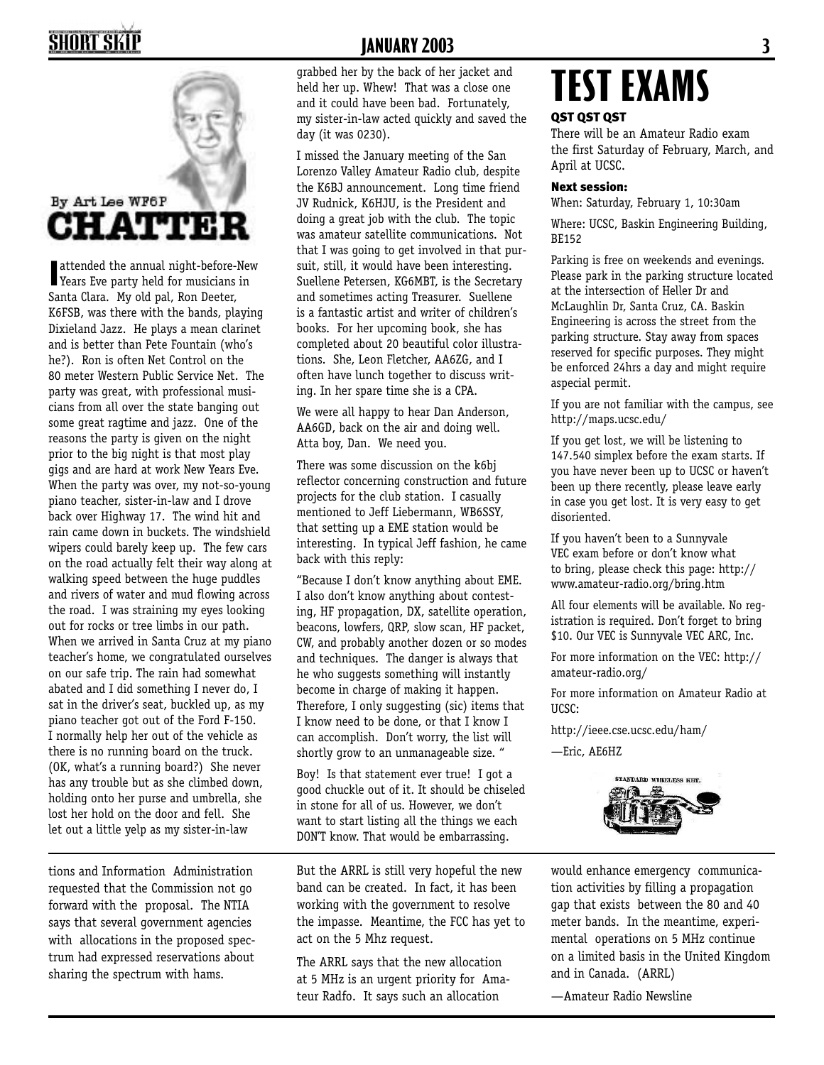By Art Lee WF6P

# CHATTER

I attended the annual night-before-New Years Eve party held for musicians in Santa Clara. My old pal, Ron Deeter, K6FSB, was there with the bands, playing Dixieland Jazz. He plays a mean clarinet and is better than Pete Fountain (who's he?). Ron is often Net Control on the 80 meter Western Public Service Net. The party was great, with professional musicians from all over the state banging out some great ragtime and jazz. One of the reasons the party is given on the night prior to the big night is that most play gigs and are hard at work New Years Eve. When the party was over, my not-so-young piano teacher, sister-in-law and I drove back over Highway 17. The wind hit and rain came down in buckets. The windshield wipers could barely keep up. The few cars on the road actually felt their way along at walking speed between the huge puddles and rivers of water and mud flowing across the road. I was straining my eyes looking out for rocks or tree limbs in our path. When we arrived in Santa Cruz at my piano teacher's home, we congratulated ourselves on our safe trip. The rain had somewhat abated and I did something I never do, I sat in the driver's seat, buckled up, as my piano teacher got out of the Ford F-150. I normally help her out of the vehicle as there is no running board on the truck. (OK, what's a running board?) She never has any trouble but as she climbed down, holding onto her purse and umbrella, she lost her hold on the door and fell. She let out a little yelp as my sister-in-law grabbed her by the back of her jacket and held her up. Whew! That was a close one and it could have been bad. Fortunately, my sister-in-law acted quickly and saved the day (it was 0230).

I missed the January meeting of the San Lorenzo Valley Amateur Radio club, despite the K6BJ announcement. Long time friend JV Rudnick, K6HJU, is the President and doing a great job with the club. The topic was amateur satellite communications. Not that I was going to get involved in that pursuit, still, it would have been interesting. Suellene Petersen, KG6MBT, is the Secretary and sometimes acting Treasurer. Suellene is a fantastic artist and writer of children's books. For her upcoming book, she has completed about 20 beautiful color illustrations. She, Leon Fletcher, AA6ZG, and I often have lunch together to discuss writing. In her spare time she is a CPA.

We were all happy to hear Dan Anderson, AA6GD, back on the air and doing well. Atta boy, Dan. We need you.

There was some discussion on the k6bj reflector concerning construction and future projects for the club station. I casually mentioned to Jeff Liebermann, WB6SSY, that setting up a EME station would be interesting. In typical Jeff fashion, he came back with this reply:

"Because I don't know anything about EME. I also don't know anything about contesting, HF propagation, DX, satellite operation, beacons, lowfers, QRP, slow scan, HF packet, CW, and probably another dozen or so modes and techniques. The danger is always that he who suggests something will instantly become in charge of making it happen. Therefore, I only suggesting (sic) items that I know need to be done, or that I know I can accomplish. Don't worry, the list will shortly grow to an unmanageable size. "

Boy! Is that statement ever true! I got a good chuckle out of it. It should be chiseled in stone for all of us. However, we don't want to start listing all the things we each DON'T know. That would be embarrassing.

# TEST EXAMS

**QST QST QST**

There will be an Amateur Radio exam the first Saturday of February, March, and April at UCSC.

**Next session:**

When: Saturday, February 1, 10:30am

Where: UCSC, Baskin Engineering Building, BE152

Parking is free on weekends and evenings. Please park in the parking structure located at the intersection of Heller Dr and McLaughlin Dr, Santa Cruz, CA. Baskin Engineering is across the street from the parking structure. Stay away from spaces reserved for specific purposes. They might be enforced 24hrs a day and might require aspecial permit.

If you are not familiar with the campus, see http://maps.ucsc.edu/

If you get lost, we will be listening to 147.540 simplex before the exam starts. If you have never been up to UCSC or haven't been up there recently, please leave early in case you get lost. It is very easy to get disoriented.

If you haven't been to a Sunnyvale VEC exam before or don't know what to bring, please check this page: http://www.amateur-radio.org/bring.htm

All four elements will be available. No registration is required. Don't forget to bring $10. Our VEC is Sunnyvale VEC ARC, Inc.

For more information on the VEC: http://amateur-radio.org/

For more information on Amateur Radio at UCSC:

http://ieee.cse.ucsc.edu/ham/

—Eric, AE6HZ

---

tions and Information Administration requested that the Commission not go forward with the proposal. The NTIA says that several government agencies with allocations in the proposed spectrum had expressed reservations about sharing the spectrum with hams.

But the ARRL is still very hopeful the new band can be created. In fact, it has been working with the government to resolve the impasse. Meantime, the FCC has yet to act on the 5 Mhz request.

The ARRL says that the new allocation at 5 MHz is an urgent priority for Amateur Radfo. It says such an allocation would enhance emergency communication activities by filling a propagation gap that exists between the 80 and 40 meter bands. In the meantime, experimental operations on 5 MHz continue on a limited basis in the United Kingdom and in Canada. (ARRL)

—Amateur Radio Newsline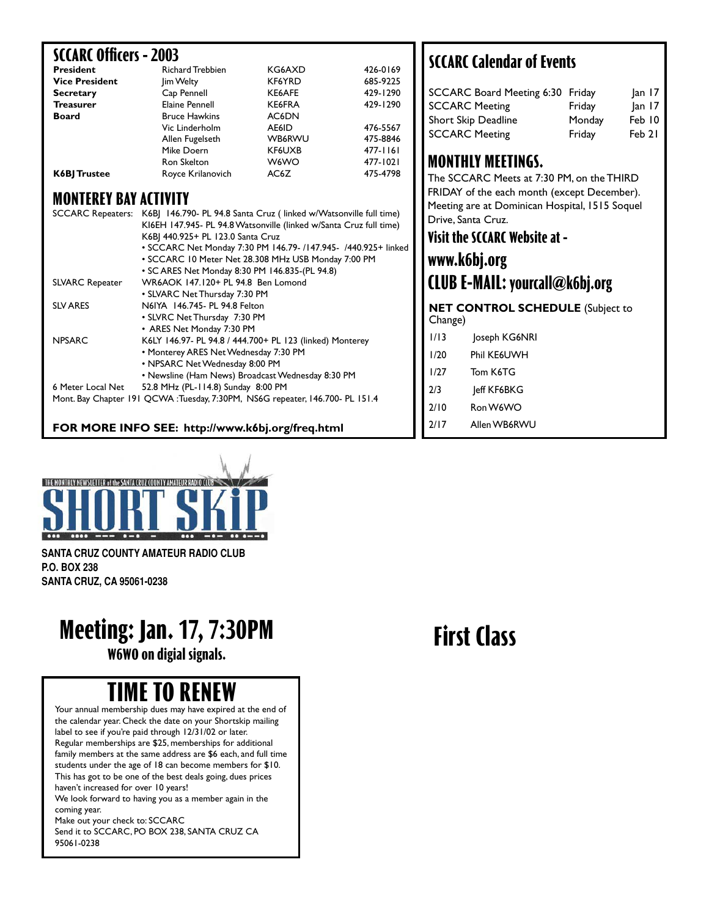## SCCARC Officers - 2003

| | | | |
|---|---|---|---|
| **President** | Richard Trebbien | KG6AXD | 426-0169 |
| **Vice President** | Jim Welty | KF6YRD | 685-9225 |
| **Secretary** | Cap Pennell | KE6AFE | 429-1290 |
| **Treasurer** | Elaine Pennell | KE6FRA | 429-1290 |
| **Board** | Bruce Hawkins | AC6DN | |
| | Vic Linderholm | AE6ID | 476-5567 |
| | Allen Fugelseth | WB6RWU | 475-8846 |
| | Mike Doern | KF6UXB | 477-1161 |
| | Ron Skelton | W6WO | 477-1021 |
| **K6BJ Trustee** | Royce Krilanovich | AC6Z | 475-4798 |

## MONTEREY BAY ACTIVITY

SCCARC Repeaters: K6BJ 146.790- PL 94.8 Santa Cruz ( linked w/Watsonville full time)
KI6EH 147.945- PL 94.8 Watsonville (linked w/Santa Cruz full time)
K6BJ 440.925+ PL 123.0 Santa Cruz
- SCCARC Net Monday 7:30 PM 146.79- /147.945- /440.925+ linked
- SCCARC 10 Meter Net 28.308 MHz USB Monday 7:00 PM
- SC ARES Net Monday 8:30 PM 146.835-(PL 94.8)

SLVARC Repeater WR6AOK 147.120+ PL 94.8 Ben Lomond
- SLVARC Net Thursday 7:30 PM

SLV ARES N6IYA 146.745- PL 94.8 Felton
- SLVRC Net Thursday 7:30 PM
- ARES Net Monday 7:30 PM

NPSARC K6LY 146.97- PL 94.8 / 444.700+ PL 123 (linked) Monterey
- Monterey ARES Net Wednesday 7:30 PM
- NPSARC Net Wednesday 8:00 PM
- Newsline (Ham News) Broadcast Wednesday 8:30 PM

6 Meter Local Net 52.8 MHz (PL-114.8) Sunday 8:00 PM

Mont. Bay Chapter 191 QCWA :Tuesday, 7:30PM, NS6G repeater, 146.700- PL 151.4

**FOR MORE INFO SEE: http://www.k6bj.org/freq.html**

## SCCARC Calendar of Events

| | | |
|---|---|---|
| SCCARC Board Meeting 6:30 | Friday | Jan 17 |
| SCCARC Meeting | Friday | Jan 17 |
| Short Skip Deadline | Monday | Feb 10 |
| SCCARC Meeting | Friday | Feb 21 |

## MONTHLY MEETINGS.

The SCCARC Meets at 7:30 PM, on the THIRD FRIDAY of the each month (except December). Meeting are at Dominican Hospital, 1515 Soquel Drive, Santa Cruz.

## Visit the SCCARC Website at -

## www.k6bj.org

## CLUB E-MAIL: yourcall@k6bj.org

**NET CONTROL SCHEDULE** (Subject to Change)

| | |
|---|---|
| 1/13 | Joseph KG6NRI |
| 1/20 | Phil KE6UWH |
| 1/27 | Tom K6TG |
| 2/3 | Jeff KF6BKG |
| 2/10 | Ron W6WO |
| 2/17 | Allen WB6RWU |

THE MONTHLY NEWSLETTER of the SANTA CRUZ COUNTY AMATEUR RADIO CLUB

SHORT SKIP

**SANTA CRUZ COUNTY AMATEUR RADIO CLUB**
**P.O. BOX 238**
**SANTA CRUZ, CA 95061-0238**

# Meeting: Jan. 17, 7:30PM

**W6WO on digial signals.**

# First Class

# TIME TO RENEW

Your annual membership dues may have expired at the end of the calendar year. Check the date on your Shortskip mailing label to see if you're paid through 12/31/02 or later.
Regular memberships are $25, memberships for additional family members at the same address are $6 each, and full time students under the age of 18 can become members for $10.
This has got to be one of the best deals going, dues prices haven't increased for over 10 years!
We look forward to having you as a member again in the coming year.
Make out your check to: SCCARC
Send it to SCCARC, PO BOX 238, SANTA CRUZ CA 95061-0238